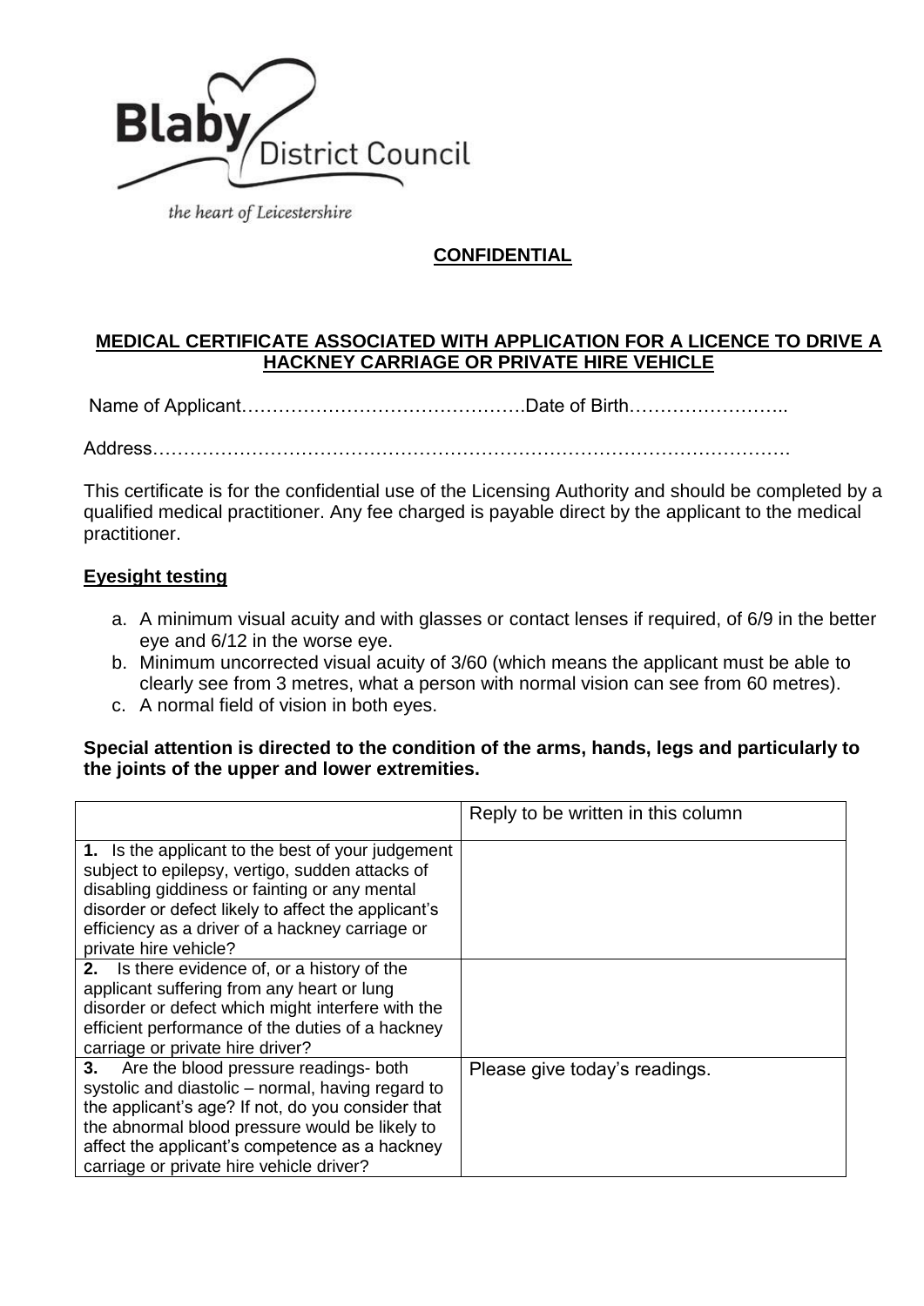Blaby District Council

*the heart of Leicestershire*

**CONFIDENTIAL**

## MEDICAL CERTIFICATE ASSOCIATED WITH APPLICATION FOR A LICENCE TO DRIVE A HACKNEY CARRIAGE OR PRIVATE HIRE VEHICLE

Name of Applicant……………………………………….Date of Birth……………………..

Address……………………………………………………………………………………….

This certificate is for the confidential use of the Licensing Authority and should be completed by a qualified medical practitioner. Any fee charged is payable direct by the applicant to the medical practitioner.

### Eyesight testing

a. A minimum visual acuity and with glasses or contact lenses if required, of 6/9 in the better eye and 6/12 in the worse eye.
b. Minimum uncorrected visual acuity of 3/60 (which means the applicant must be able to clearly see from 3 metres, what a person with normal vision can see from 60 metres).
c. A normal field of vision in both eyes.

**Special attention is directed to the condition of the arms, hands, legs and particularly to the joints of the upper and lower extremities.**

| | Reply to be written in this column |
|---|---|
| **1.** Is the applicant to the best of your judgement subject to epilepsy, vertigo, sudden attacks of disabling giddiness or fainting or any mental disorder or defect likely to affect the applicant's efficiency as a driver of a hackney carriage or private hire vehicle? | |
| **2.** Is there evidence of, or a history of the applicant suffering from any heart or lung disorder or defect which might interfere with the efficient performance of the duties of a hackney carriage or private hire driver? | |
| **3.** Are the blood pressure readings- both systolic and diastolic – normal, having regard to the applicant's age? If not, do you consider that the abnormal blood pressure would be likely to affect the applicant's competence as a hackney carriage or private hire vehicle driver? | Please give today's readings. |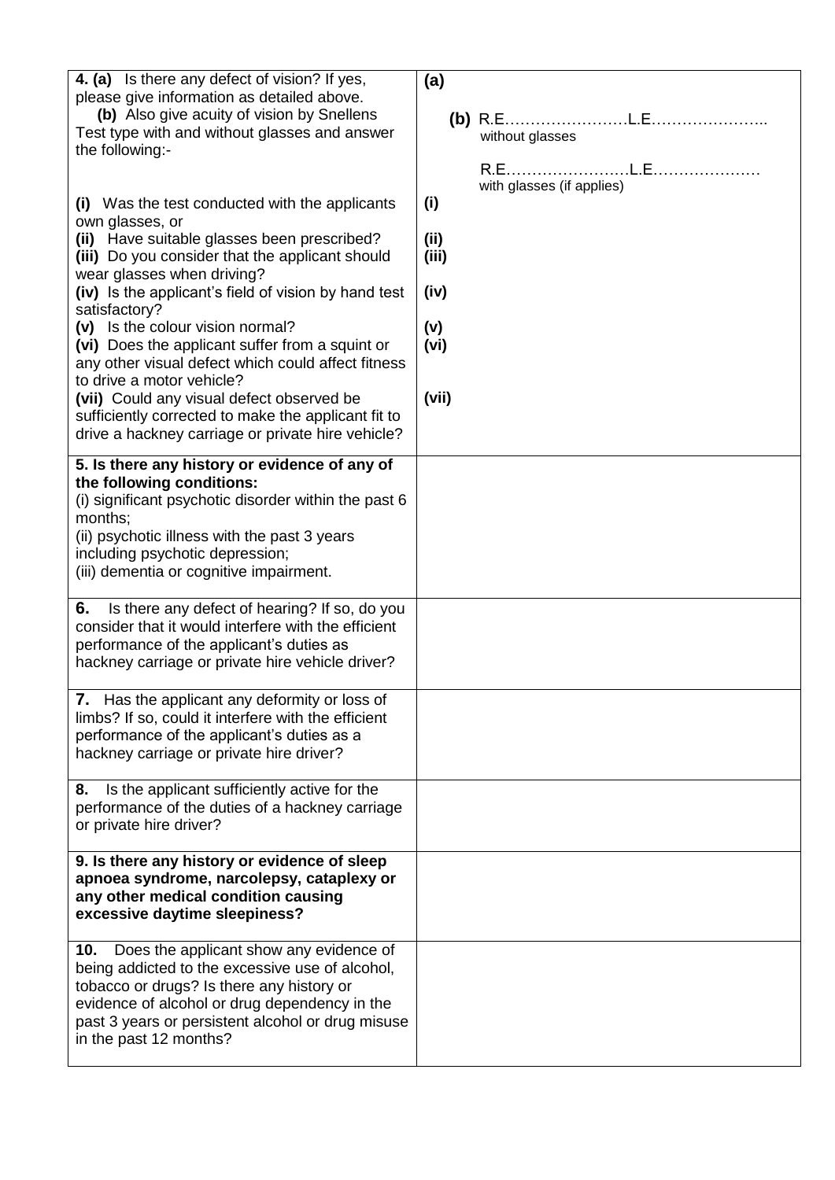| | |
|---|---|
| **4. (a)** Is there any defect of vision? If yes, please give information as detailed above.<br>**(b)** Also give acuity of vision by Snellens Test type with and without glasses and answer the following:-<br><br>**(i)** Was the test conducted with the applicants own glasses, or<br>**(ii)** Have suitable glasses been prescribed?<br>**(iii)** Do you consider that the applicant should wear glasses when driving?<br>**(iv)** Is the applicant's field of vision by hand test satisfactory?<br>**(v)** Is the colour vision normal?<br>**(vi)** Does the applicant suffer from a squint or any other visual defect which could affect fitness to drive a motor vehicle?<br>**(vii)** Could any visual defect observed be sufficiently corrected to make the applicant fit to drive a hackney carriage or private hire vehicle? | **(a)**<br><br>**(b)** R.E……………………L.E…………………..<br>without glasses<br><br>R.E……………………L.E…………………<br>with glasses (if applies)<br>**(i)**<br><br>**(ii)**<br>**(iii)**<br><br>**(iv)**<br><br>**(v)**<br>**(vi)**<br><br><br>**(vii)** |
| **5. Is there any history or evidence of any of the following conditions:**<br>(i) significant psychotic disorder within the past 6 months;<br>(ii) psychotic illness with the past 3 years including psychotic depression;<br>(iii) dementia or cognitive impairment. | |
| **6.** Is there any defect of hearing? If so, do you consider that it would interfere with the efficient performance of the applicant's duties as hackney carriage or private hire vehicle driver? | |
| **7.** Has the applicant any deformity or loss of limbs? If so, could it interfere with the efficient performance of the applicant's duties as a hackney carriage or private hire driver? | |
| **8.** Is the applicant sufficiently active for the performance of the duties of a hackney carriage or private hire driver? | |
| **9. Is there any history or evidence of sleep apnoea syndrome, narcolepsy, cataplexy or any other medical condition causing excessive daytime sleepiness?** | |
| **10.** Does the applicant show any evidence of being addicted to the excessive use of alcohol, tobacco or drugs? Is there any history or evidence of alcohol or drug dependency in the past 3 years or persistent alcohol or drug misuse in the past 12 months? | |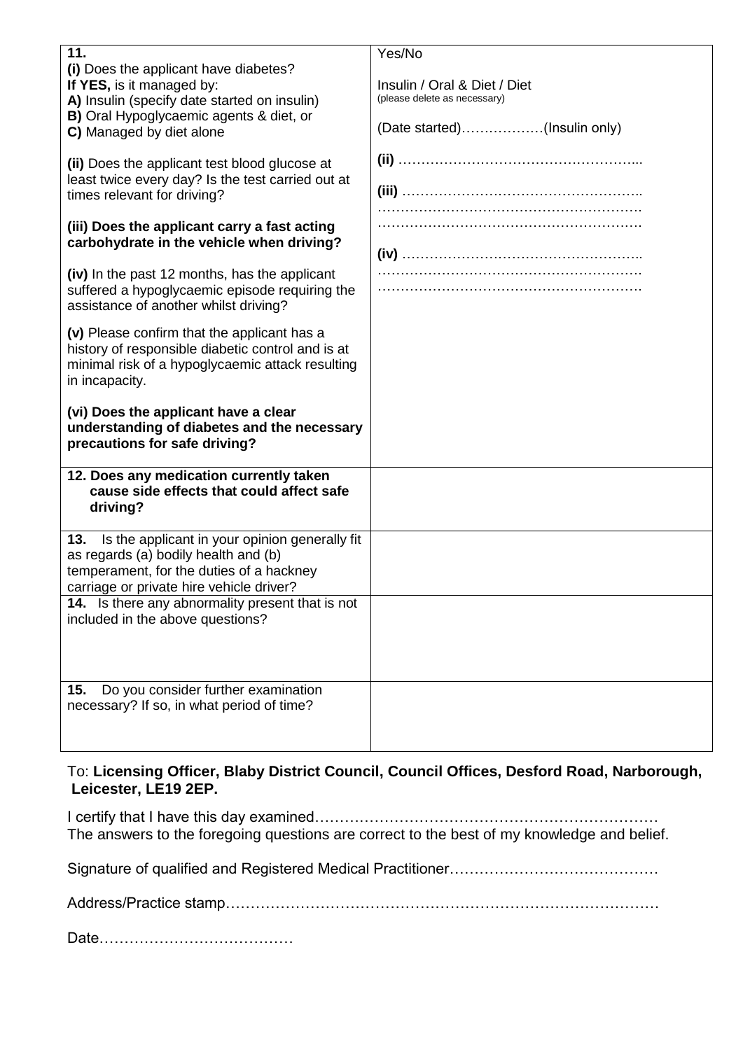| **11.** **(i)** Does the applicant have diabetes? **If YES,** is it managed by: **A)** Insulin (specify date started on insulin) **B)** Oral Hypoglycaemic agents & diet, or **C)** Managed by diet alone <br><br> **(ii)** Does the applicant test blood glucose at least twice every day? Is the test carried out at times relevant for driving? <br><br> **(iii) Does the applicant carry a fast acting carbohydrate in the vehicle when driving?** <br><br> **(iv)** In the past 12 months, has the applicant suffered a hypoglycaemic episode requiring the assistance of another whilst driving? <br><br> **(v)** Please confirm that the applicant has a history of responsible diabetic control and is at minimal risk of a hypoglycaemic attack resulting in incapacity. <br><br> **(vi) Does the applicant have a clear understanding of diabetes and the necessary precautions for safe driving?** | Yes/No <br><br> Insulin / Oral & Diet / Diet (please delete as necessary) <br><br> (Date started)………………(Insulin only) <br><br> **(ii)** ……………………………………………... <br><br> **(iii)** …………………………………………….. ………………………………………………… ………………………………………………… <br><br> **(iv)** …………………………………………….. ………………………………………………… ………………………………………………… |
|---|---|
| **12. Does any medication currently taken cause side effects that could affect safe driving?** | |
| **13.** Is the applicant in your opinion generally fit as regards (a) bodily health and (b) temperament, for the duties of a hackney carriage or private hire vehicle driver? | |
| **14.** Is there any abnormality present that is not included in the above questions? | |
| **15.** Do you consider further examination necessary? If so, in what period of time? | |

To: **Licensing Officer, Blaby District Council, Council Offices, Desford Road, Narborough, Leicester, LE19 2EP.**

I certify that I have this day examined…………………………………………………………
The answers to the foregoing questions are correct to the best of my knowledge and belief.

Signature of qualified and Registered Medical Practitioner……………………………………

Address/Practice stamp……………………………………………………………………………

Date…………………………………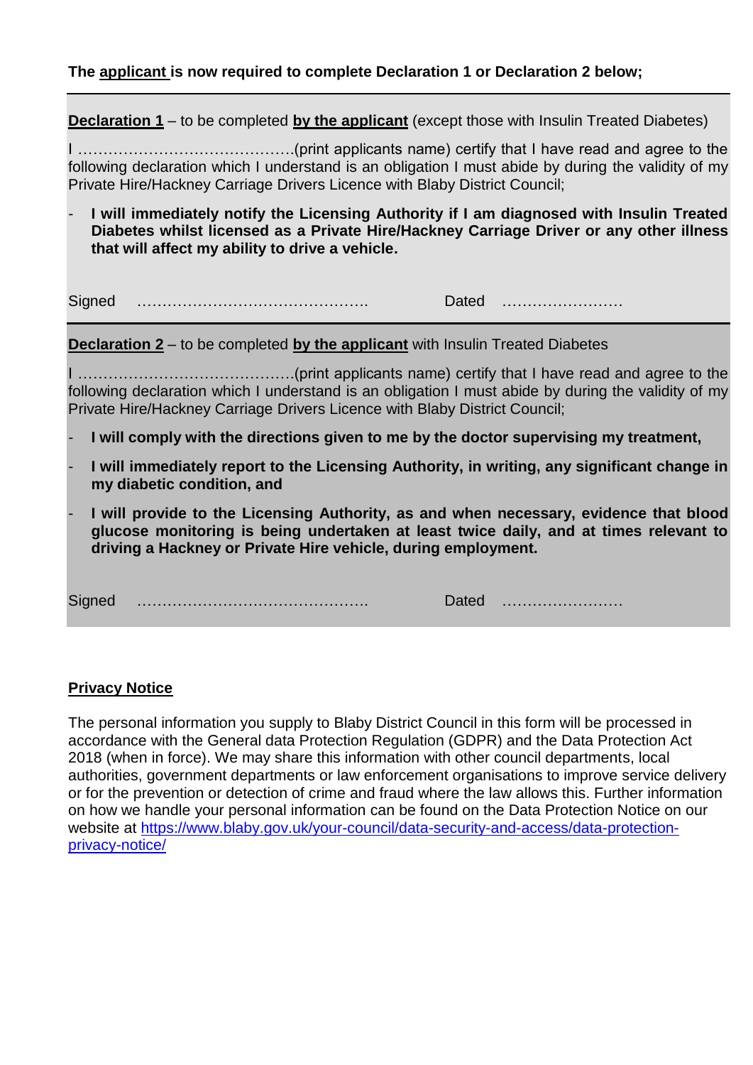**The <u>applicant</u> is now required to complete Declaration 1 or Declaration 2 below;**

---

**<u>Declaration 1</u>** – to be completed **<u>by the applicant</u>** (except those with Insulin Treated Diabetes)

I …………………………………….(print applicants name) certify that I have read and agree to the following declaration which I understand is an obligation I must abide by during the validity of my Private Hire/Hackney Carriage Drivers Licence with Blaby District Council;

- **I will immediately notify the Licensing Authority if I am diagnosed with Insulin Treated Diabetes whilst licensed as a Private Hire/Hackney Carriage Driver or any other illness that will affect my ability to drive a vehicle.**

Signed ………………………………………. Dated ……………………

---

**<u>Declaration 2</u>** – to be completed **<u>by the applicant</u>** with Insulin Treated Diabetes

I …………………………………….(print applicants name) certify that I have read and agree to the following declaration which I understand is an obligation I must abide by during the validity of my Private Hire/Hackney Carriage Drivers Licence with Blaby District Council;

- **I will comply with the directions given to me by the doctor supervising my treatment,**
- **I will immediately report to the Licensing Authority, in writing, any significant change in my diabetic condition, and**
- **I will provide to the Licensing Authority, as and when necessary, evidence that blood glucose monitoring is being undertaken at least twice daily, and at times relevant to driving a Hackney or Private Hire vehicle, during employment.**

Signed ………………………………………. Dated ……………………

**<u>Privacy Notice</u>**

The personal information you supply to Blaby District Council in this form will be processed in accordance with the General data Protection Regulation (GDPR) and the Data Protection Act 2018 (when in force). We may share this information with other council departments, local authorities, government departments or law enforcement organisations to improve service delivery or for the prevention or detection of crime and fraud where the law allows this. Further information on how we handle your personal information can be found on the Data Protection Notice on our website at https://www.blaby.gov.uk/your-council/data-security-and-access/data-protection-privacy-notice/